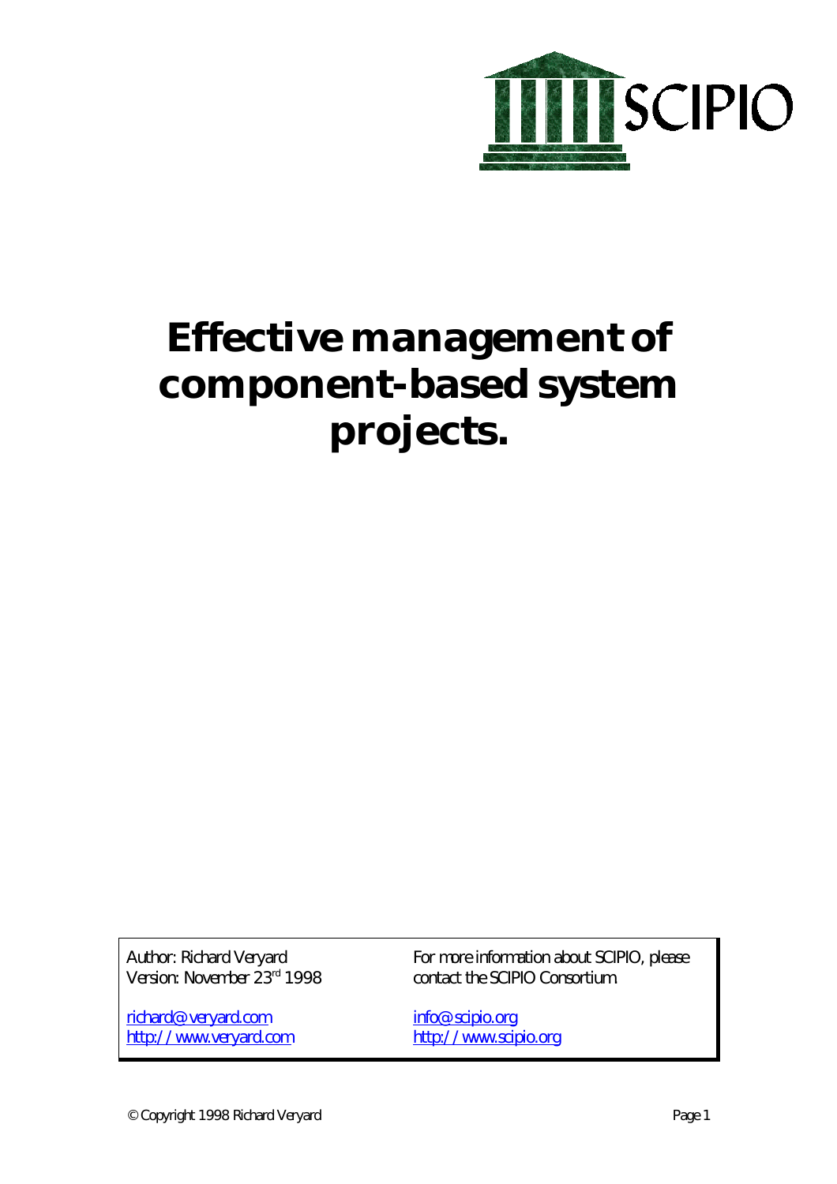SCIPIO

# Effective management of component-based system projects.

Author: Richard Veryard
Version: November 23rd 1998

richard@veryard.com
http://www.veryard.com

For more information about SCIPIO, please contact the SCIPIO Consortium

info@scipio.org
http://www.scipio.org

© Copyright 1998 Richard Veryard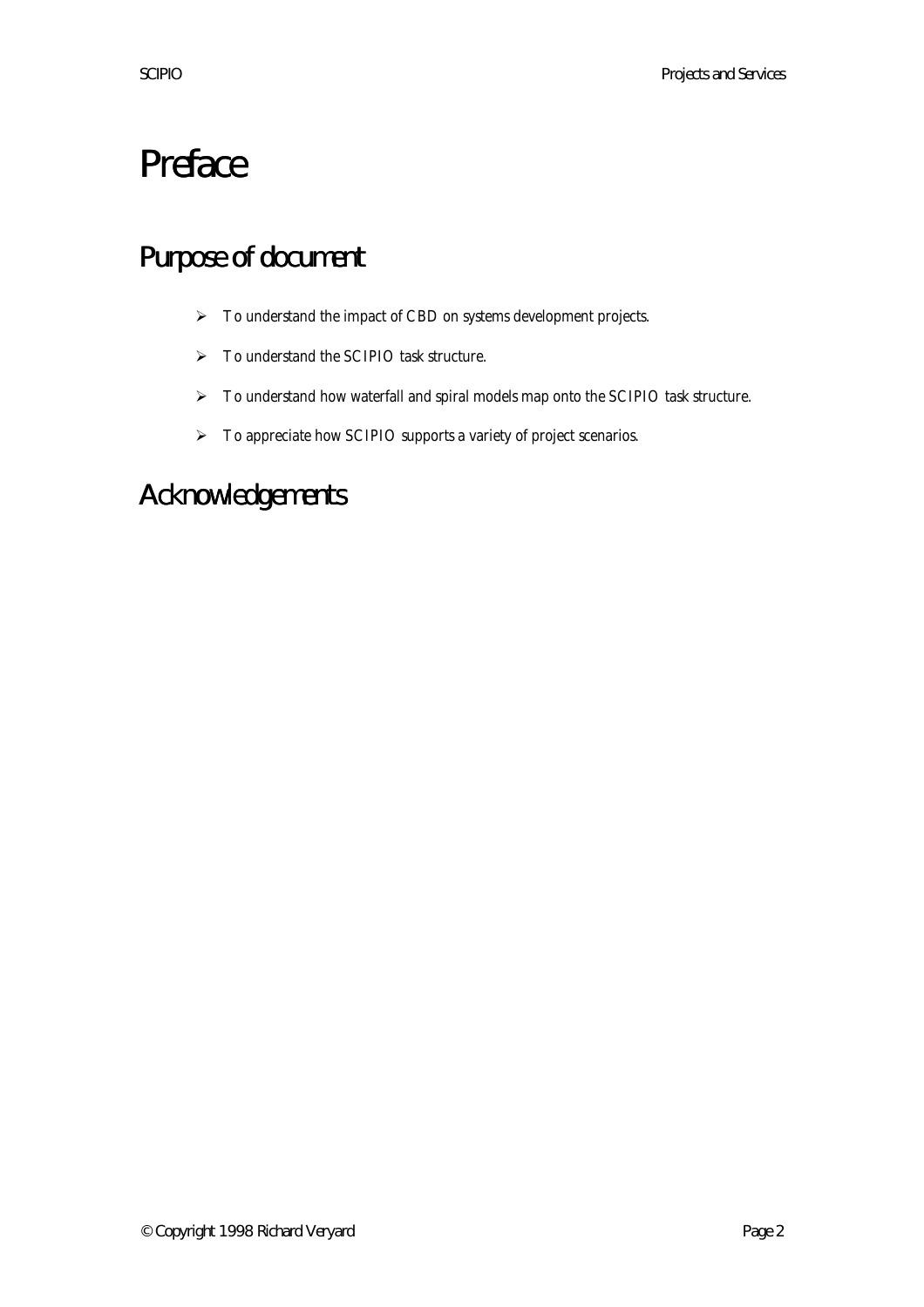# Preface

## Purpose of document

- To understand the impact of CBD on systems development projects.
- To understand the SCIPIO task structure.
- To understand how waterfall and spiral models map onto the SCIPIO task structure.
- To appreciate how SCIPIO supports a variety of project scenarios.

## Acknowledgements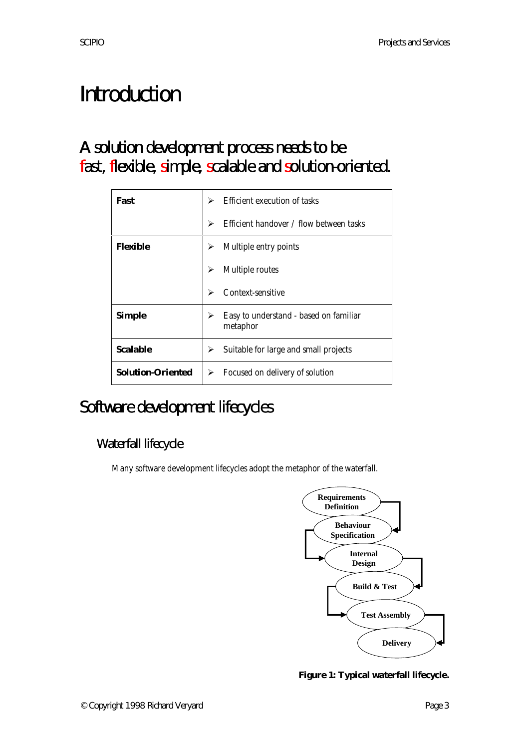# Introduction

## A solution development process needs to be fast, flexible, simple, scalable and solution-oriented.

| | |
|---|---|
| **Fast** | ➢ Efficient execution of tasks<br>➢ Efficient handover / flow between tasks |
| **Flexible** | ➢ Multiple entry points<br>➢ Multiple routes<br>➢ Context-sensitive |
| **Simple** | ➢ Easy to understand - based on familiar metaphor |
| **Scalable** | ➢ Suitable for large and small projects |
| **Solution-Oriented** | ➢ Focused on delivery of solution |

## Software development lifecycles

### Waterfall lifecycle

Many software development lifecycles adopt the metaphor of the waterfall.

Requirements Definition

Behaviour Specification

Internal Design

Build & Test

Test Assembly

Delivery

**Figure 1: Typical waterfall lifecycle.**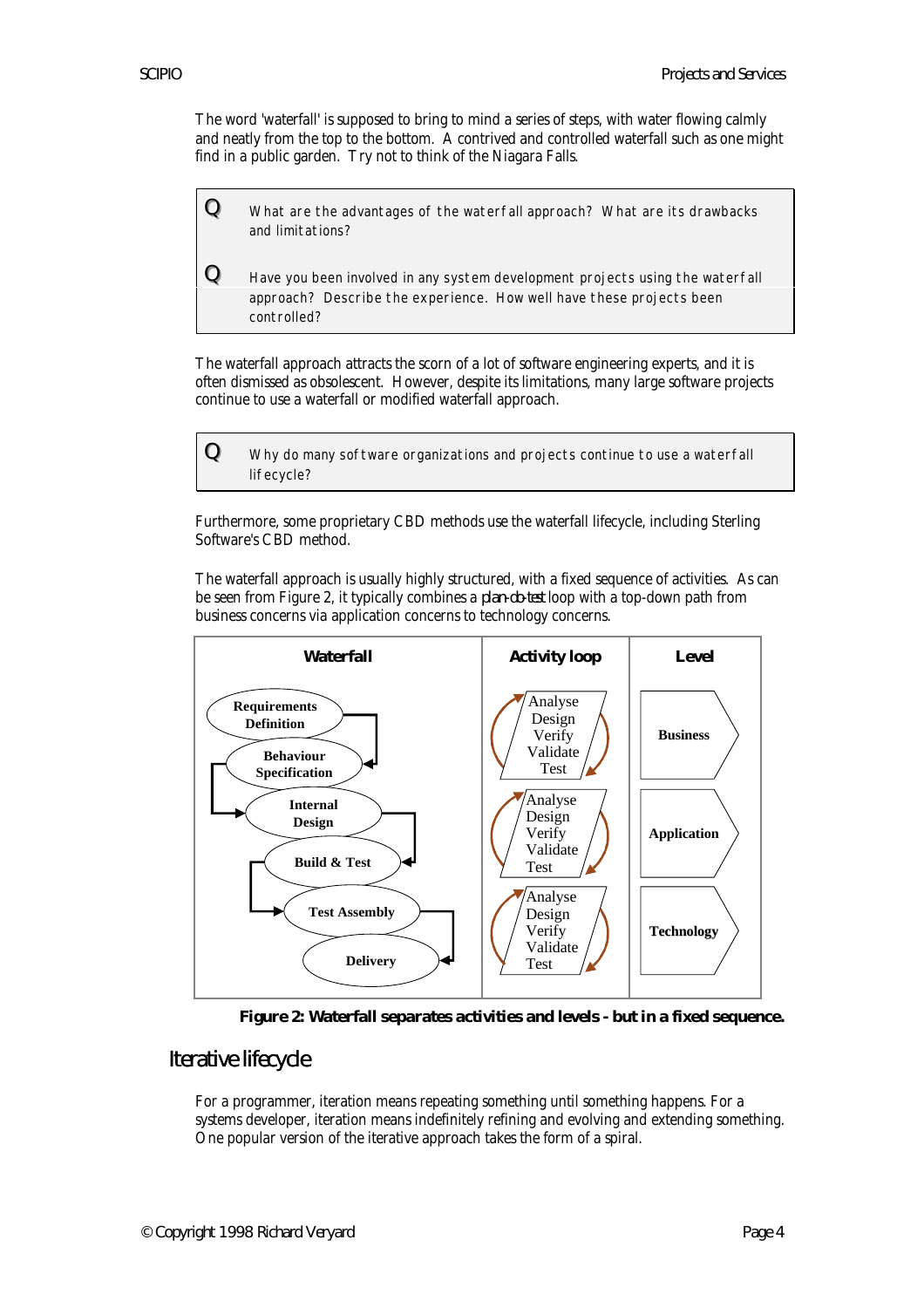The word 'waterfall' is supposed to bring to mind a series of steps, with water flowing calmly and neatly from the top to the bottom. A contrived and controlled waterfall such as one might find in a public garden. Try not to think of the Niagara Falls.

> **Q** What are the advantages of the waterfall approach? What are its drawbacks and limitations?
>
> **Q** Have you been involved in any system development projects using the waterfall approach? Describe the experience. How well have these projects been controlled?

The waterfall approach attracts the scorn of a lot of software engineering experts, and it is often dismissed as obsolescent. However, despite its limitations, many large software projects continue to use a waterfall or modified waterfall approach.

> **Q** Why do many software organizations and projects continue to use a waterfall lifecycle?

Furthermore, some proprietary CBD methods use the waterfall lifecycle, including Sterling Software's CBD method.

The waterfall approach is usually highly structured, with a fixed sequence of activities. As can be seen from Figure 2, it typically combines a *plan-do-test* loop with a top-down path from business concerns via application concerns to technology concerns.

Waterfall

Requirements Definition

Behaviour Specification

Internal Design

Build & Test

Test Assembly

Delivery

Activity loop

Analyse
Design
Verify
Validate
Test

Analyse
Design
Verify
Validate
Test

Analyse
Design
Verify
Validate
Test

Level

Business

Application

Technology

**Figure 2: Waterfall separates activities and levels - but in a fixed sequence.**

## Iterative lifecycle

For a programmer, iteration means repeating something until something happens. For a systems developer, iteration means indefinitely refining and evolving and extending something. One popular version of the iterative approach takes the form of a spiral.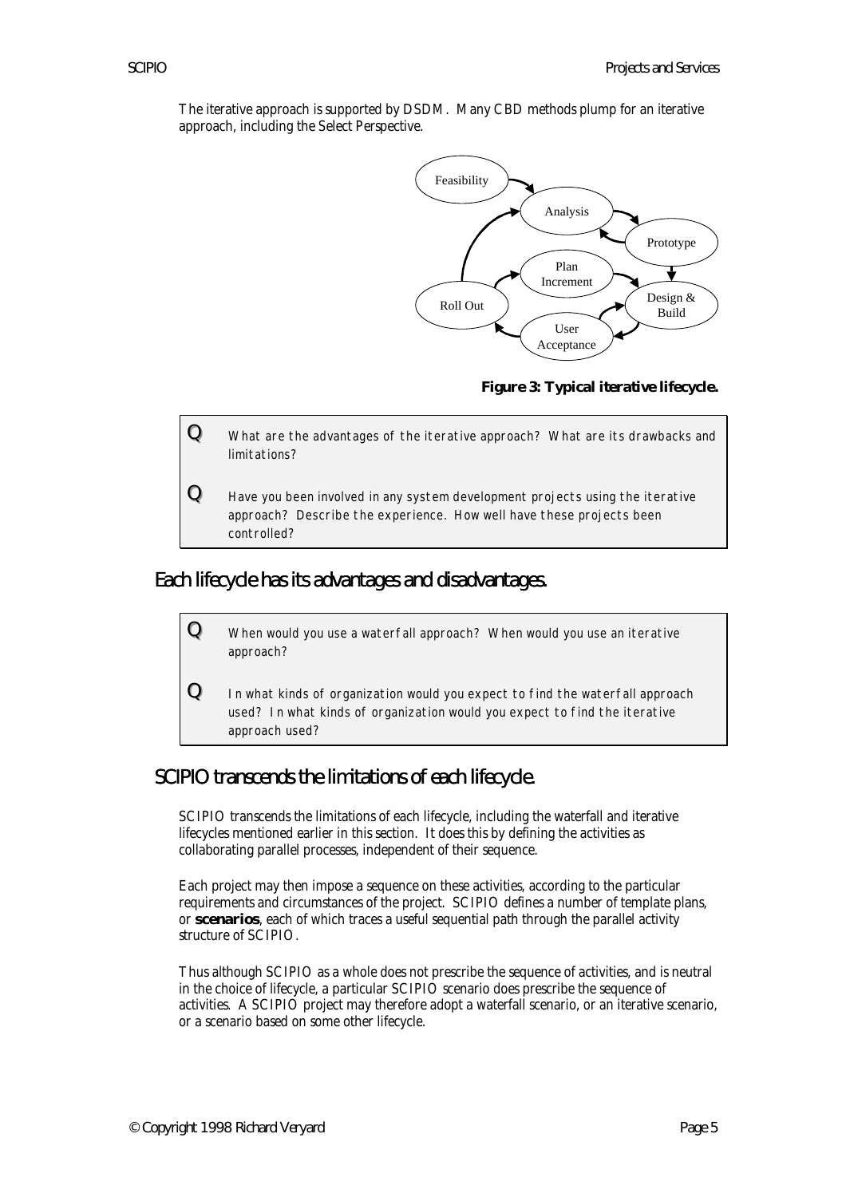The iterative approach is supported by DSDM. Many CBD methods plump for an iterative approach, including the Select Perspective.

Feasibility

Analysis

Prototype

Plan Increment

Design & Build

Roll Out

User Acceptance

**Figure 3: Typical iterative lifecycle.**

> **Q** What are the advantages of the iterative approach? What are its drawbacks and limitations?
>
> **Q** Have you been involved in any system development projects using the iterative approach? Describe the experience. How well have these projects been controlled?

## Each lifecycle has its advantages and disadvantages.

> **Q** When would you use a waterfall approach? When would you use an iterative approach?
>
> **Q** In what kinds of organization would you expect to find the waterfall approach used? In what kinds of organization would you expect to find the iterative approach used?

## SCIPIO transcends the limitations of each lifecycle.

SCIPIO transcends the limitations of each lifecycle, including the waterfall and iterative lifecycles mentioned earlier in this section. It does this by defining the activities as collaborating parallel processes, independent of their sequence.

Each project may then impose a sequence on these activities, according to the particular requirements and circumstances of the project. SCIPIO defines a number of template plans, or **scenarios**, each of which traces a useful sequential path through the parallel activity structure of SCIPIO.

Thus although SCIPIO as a whole does not prescribe the sequence of activities, and is neutral in the choice of lifecycle, a particular SCIPIO scenario does prescribe the sequence of activities. A SCIPIO project may therefore adopt a waterfall scenario, or an iterative scenario, or a scenario based on some other lifecycle.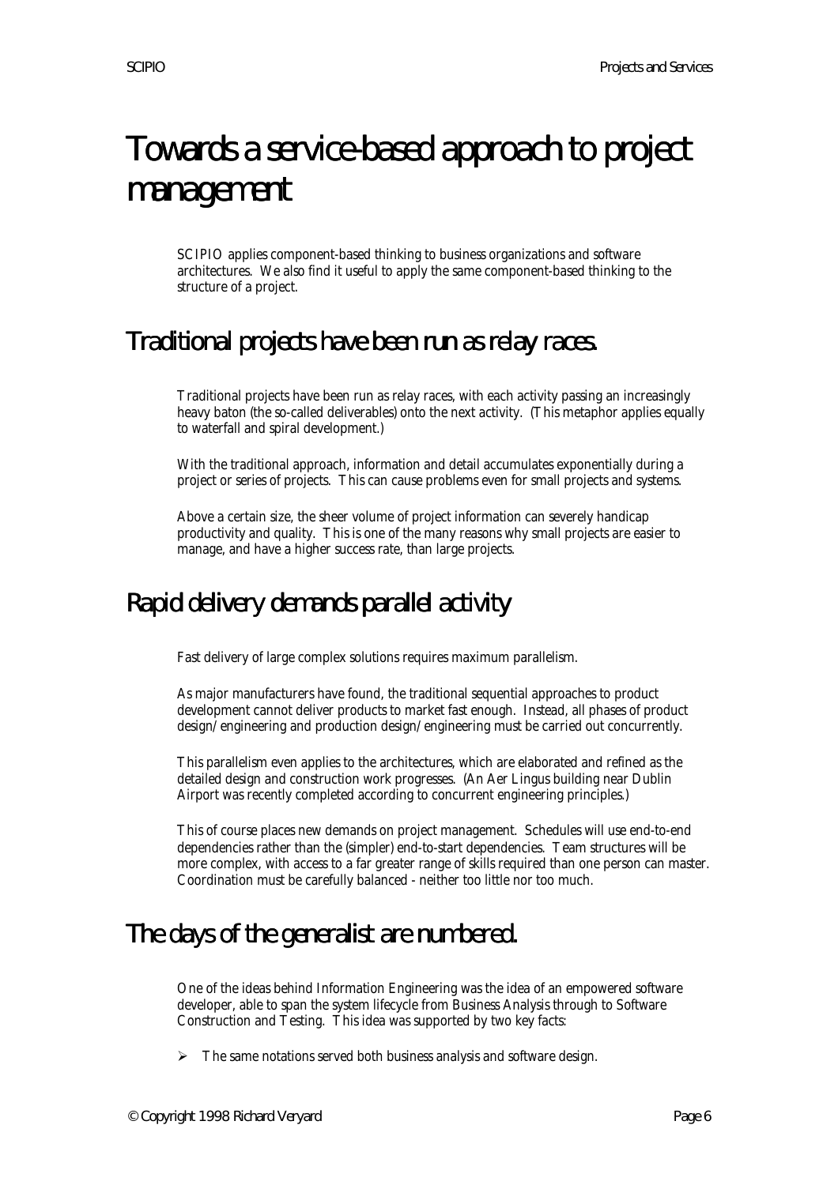# Towards a service-based approach to project management

SCIPIO applies component-based thinking to business organizations and software architectures. We also find it useful to apply the same component-based thinking to the structure of a project.

## Traditional projects have been run as relay races.

Traditional projects have been run as relay races, with each activity passing an increasingly heavy baton (the so-called deliverables) onto the next activity. (This metaphor applies equally to waterfall and spiral development.)

With the traditional approach, information and detail accumulates exponentially during a project or series of projects. This can cause problems even for small projects and systems.

Above a certain size, the sheer volume of project information can severely handicap productivity and quality. This is one of the many reasons why small projects are easier to manage, and have a higher success rate, than large projects.

## Rapid delivery demands parallel activity

Fast delivery of large complex solutions requires maximum parallelism.

As major manufacturers have found, the traditional sequential approaches to product development cannot deliver products to market fast enough. Instead, all phases of product design/engineering and production design/engineering must be carried out concurrently.

This parallelism even applies to the architectures, which are elaborated and refined as the detailed design and construction work progresses. (An Aer Lingus building near Dublin Airport was recently completed according to concurrent engineering principles.)

This of course places new demands on project management. Schedules will use end-to-end dependencies rather than the (simpler) end-to-start dependencies. Team structures will be more complex, with access to a far greater range of skills required than one person can master. Coordination must be carefully balanced - neither too little nor too much.

## The days of the generalist are numbered.

One of the ideas behind Information Engineering was the idea of an empowered software developer, able to span the system lifecycle from Business Analysis through to Software Construction and Testing. This idea was supported by two key facts:

- The same notations served both business analysis and software design.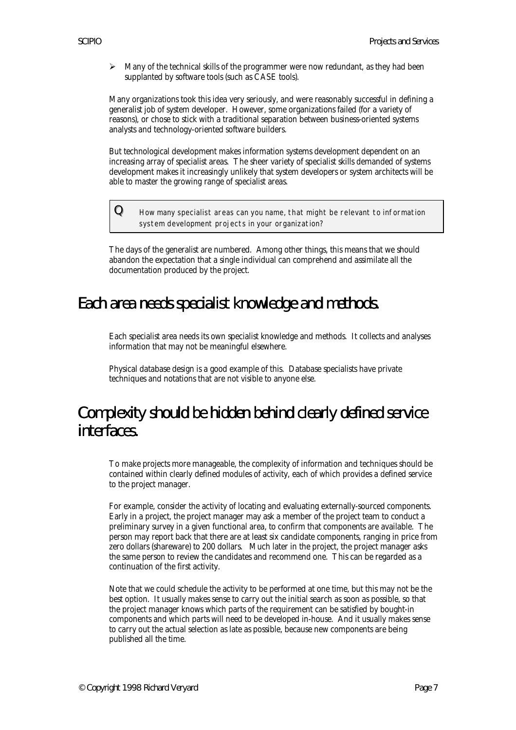- Many of the technical skills of the programmer were now redundant, as they had been supplanted by software tools (such as CASE tools).

Many organizations took this idea very seriously, and were reasonably successful in defining a generalist job of system developer. However, some organizations failed (for a variety of reasons), or chose to stick with a traditional separation between business-oriented systems analysts and technology-oriented software builders.

But technological development makes information systems development dependent on an increasing array of specialist areas. The sheer variety of specialist skills demanded of systems development makes it increasingly unlikely that system developers or system architects will be able to master the growing range of specialist areas.

> **Q** How many specialist areas can you name, that might be relevant to information system development projects in your organization?

The days of the generalist are numbered. Among other things, this means that we should abandon the expectation that a single individual can comprehend and assimilate all the documentation produced by the project.

## Each area needs specialist knowledge and methods.

Each specialist area needs its own specialist knowledge and methods. It collects and analyses information that may not be meaningful elsewhere.

Physical database design is a good example of this. Database specialists have private techniques and notations that are not visible to anyone else.

## Complexity should be hidden behind clearly defined service interfaces.

To make projects more manageable, the complexity of information and techniques should be contained within clearly defined modules of activity, each of which provides a defined service to the project manager.

For example, consider the activity of locating and evaluating externally-sourced components. Early in a project, the project manager may ask a member of the project team to conduct a preliminary survey in a given functional area, to confirm that components are available. The person may report back that there are at least six candidate components, ranging in price from zero dollars (shareware) to 200 dollars. Much later in the project, the project manager asks the same person to review the candidates and recommend one. This can be regarded as a continuation of the first activity.

Note that we could schedule the activity to be performed at one time, but this may not be the best option. It usually makes sense to carry out the initial search as soon as possible, so that the project manager knows which parts of the requirement can be satisfied by bought-in components and which parts will need to be developed in-house. And it usually makes sense to carry out the actual selection as late as possible, because new components are being published all the time.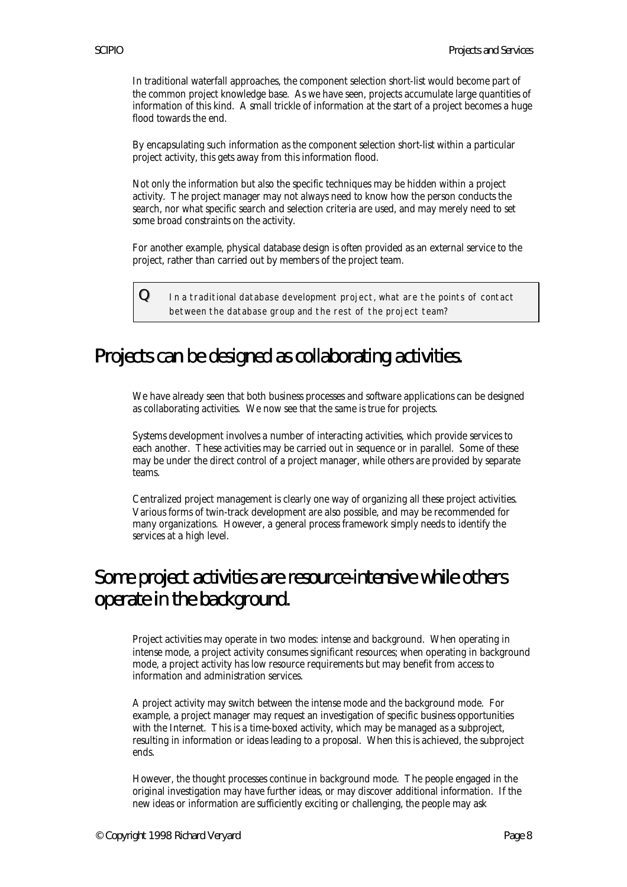In traditional waterfall approaches, the component selection short-list would become part of the common project knowledge base. As we have seen, projects accumulate large quantities of information of this kind. A small trickle of information at the start of a project becomes a huge flood towards the end.

By encapsulating such information as the component selection short-list within a particular project activity, this gets away from this information flood.

Not only the information but also the specific techniques may be hidden within a project activity. The project manager may not always need to know how the person conducts the search, nor what specific search and selection criteria are used, and may merely need to set some broad constraints on the activity.

For another example, physical database design is often provided as an external service to the project, rather than carried out by members of the project team.

> **Q** *In a traditional database development project, what are the points of contact between the database group and the rest of the project team?*

## Projects can be designed as collaborating activities.

We have already seen that both business processes and software applications can be designed as collaborating activities. We now see that the same is true for projects.

Systems development involves a number of interacting activities, which provide services to each another. These activities may be carried out in sequence or in parallel. Some of these may be under the direct control of a project manager, while others are provided by separate teams.

Centralized project management is clearly one way of organizing all these project activities. Various forms of twin-track development are also possible, and may be recommended for many organizations. However, a general process framework simply needs to identify the services at a high level.

## Some project activities are resource-intensive while others operate in the background.

Project activities may operate in two modes: intense and background. When operating in intense mode, a project activity consumes significant resources; when operating in background mode, a project activity has low resource requirements but may benefit from access to information and administration services.

A project activity may switch between the intense mode and the background mode. For example, a project manager may request an investigation of specific business opportunities with the Internet. This is a time-boxed activity, which may be managed as a subproject, resulting in information or ideas leading to a proposal. When this is achieved, the subproject ends.

However, the thought processes continue in background mode. The people engaged in the original investigation may have further ideas, or may discover additional information. If the new ideas or information are sufficiently exciting or challenging, the people may ask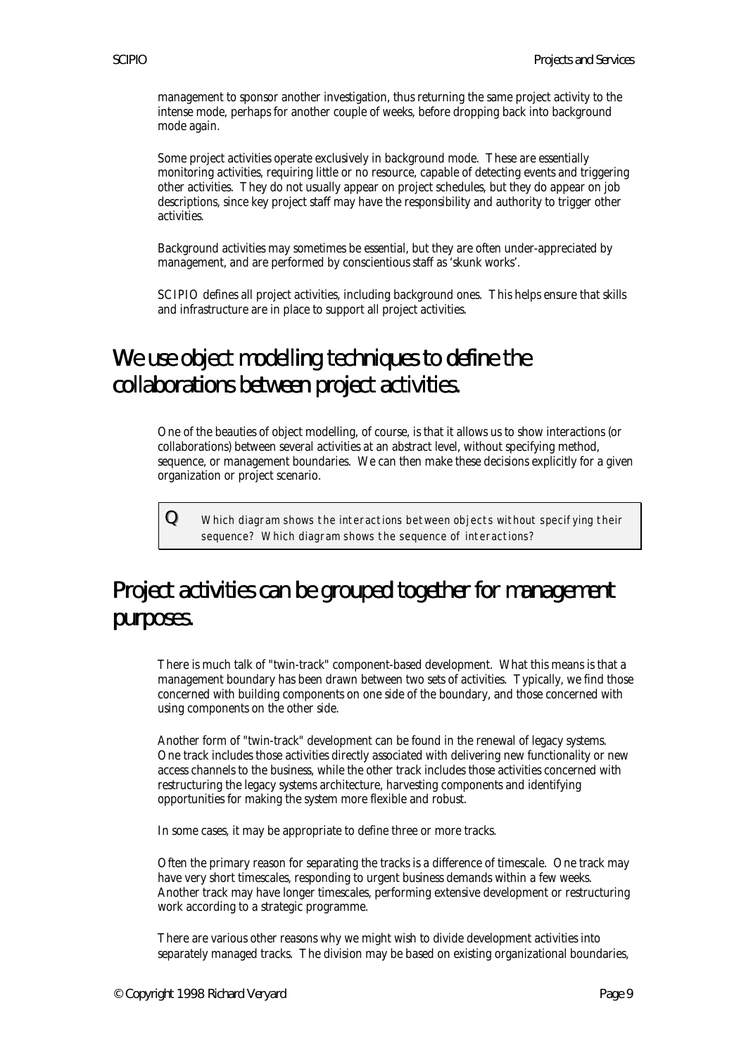management to sponsor another investigation, thus returning the same project activity to the intense mode, perhaps for another couple of weeks, before dropping back into background mode again.

Some project activities operate exclusively in background mode. These are essentially monitoring activities, requiring little or no resource, capable of detecting events and triggering other activities. They do not usually appear on project schedules, but they do appear on job descriptions, since key project staff may have the responsibility and authority to trigger other activities.

Background activities may sometimes be essential, but they are often under-appreciated by management, and are performed by conscientious staff as 'skunk works'.

SCIPIO defines all project activities, including background ones. This helps ensure that skills and infrastructure are in place to support all project activities.

## We use object modelling techniques to define the collaborations between project activities.

One of the beauties of object modelling, of course, is that it allows us to show interactions (or collaborations) between several activities at an abstract level, without specifying method, sequence, or management boundaries. We can then make these decisions explicitly for a given organization or project scenario.

> **Q** Which diagram shows the interactions between objects without specifying their sequence? Which diagram shows the sequence of interactions?

## Project activities can be grouped together for management purposes.

There is much talk of "twin-track" component-based development. What this means is that a management boundary has been drawn between two sets of activities. Typically, we find those concerned with building components on one side of the boundary, and those concerned with using components on the other side.

Another form of "twin-track" development can be found in the renewal of legacy systems. One track includes those activities directly associated with delivering new functionality or new access channels to the business, while the other track includes those activities concerned with restructuring the legacy systems architecture, harvesting components and identifying opportunities for making the system more flexible and robust.

In some cases, it may be appropriate to define three or more tracks.

Often the primary reason for separating the tracks is a difference of timescale. One track may have very short timescales, responding to urgent business demands within a few weeks. Another track may have longer timescales, performing extensive development or restructuring work according to a strategic programme.

There are various other reasons why we might wish to divide development activities into separately managed tracks. The division may be based on existing organizational boundaries,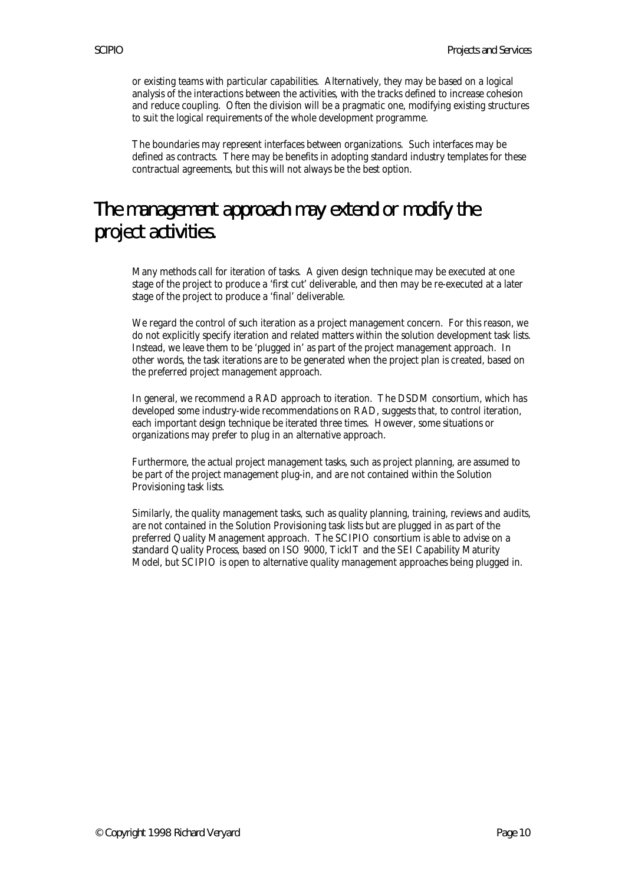or existing teams with particular capabilities. Alternatively, they may be based on a logical analysis of the interactions between the activities, with the tracks defined to increase cohesion and reduce coupling. Often the division will be a pragmatic one, modifying existing structures to suit the logical requirements of the whole development programme.

The boundaries may represent interfaces between organizations. Such interfaces may be defined as contracts. There may be benefits in adopting standard industry templates for these contractual agreements, but this will not always be the best option.

# The management approach may extend or modify the project activities.

Many methods call for iteration of tasks. A given design technique may be executed at one stage of the project to produce a 'first cut' deliverable, and then may be re-executed at a later stage of the project to produce a 'final' deliverable.

We regard the control of such iteration as a project management concern. For this reason, we do not explicitly specify iteration and related matters within the solution development task lists. Instead, we leave them to be 'plugged in' as part of the project management approach. In other words, the task iterations are to be generated when the project plan is created, based on the preferred project management approach.

In general, we recommend a RAD approach to iteration. The DSDM consortium, which has developed some industry-wide recommendations on RAD, suggests that, to control iteration, each important design technique be iterated three times. However, some situations or organizations may prefer to plug in an alternative approach.

Furthermore, the actual project management tasks, such as project planning, are assumed to be part of the project management plug-in, and are not contained within the Solution Provisioning task lists.

Similarly, the quality management tasks, such as quality planning, training, reviews and audits, are not contained in the Solution Provisioning task lists but are plugged in as part of the preferred Quality Management approach. The SCIPIO consortium is able to advise on a standard Quality Process, based on ISO 9000, TickIT and the SEI Capability Maturity Model, but SCIPIO is open to alternative quality management approaches being plugged in.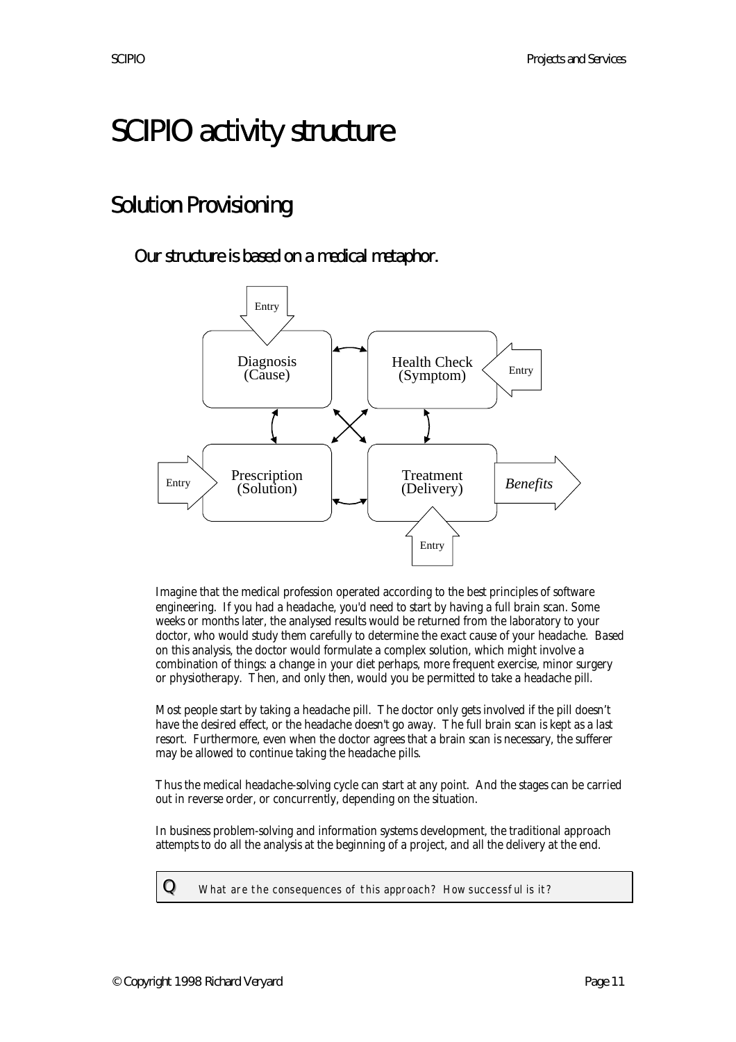# SCIPIO activity structure

## Solution Provisioning

### Our structure is based on a medical metaphor.

Entry

Diagnosis (Cause)

Health Check (Symptom)

Entry

Entry

Prescription (Solution)

Treatment (Delivery)

*Benefits*

Entry

Imagine that the medical profession operated according to the best principles of software engineering. If you had a headache, you'd need to start by having a full brain scan. Some weeks or months later, the analysed results would be returned from the laboratory to your doctor, who would study them carefully to determine the exact cause of your headache. Based on this analysis, the doctor would formulate a complex solution, which might involve a combination of things: a change in your diet perhaps, more frequent exercise, minor surgery or physiotherapy. Then, and only then, would you be permitted to take a headache pill.

Most people start by taking a headache pill. The doctor only gets involved if the pill doesn't have the desired effect, or the headache doesn't go away. The full brain scan is kept as a last resort. Furthermore, even when the doctor agrees that a brain scan is necessary, the sufferer may be allowed to continue taking the headache pills.

Thus the medical headache-solving cycle can start at any point. And the stages can be carried out in reverse order, or concurrently, depending on the situation.

In business problem-solving and information systems development, the traditional approach attempts to do all the analysis at the beginning of a project, and all the delivery at the end.

**Q** *What are the consequences of this approach? How successful is it?*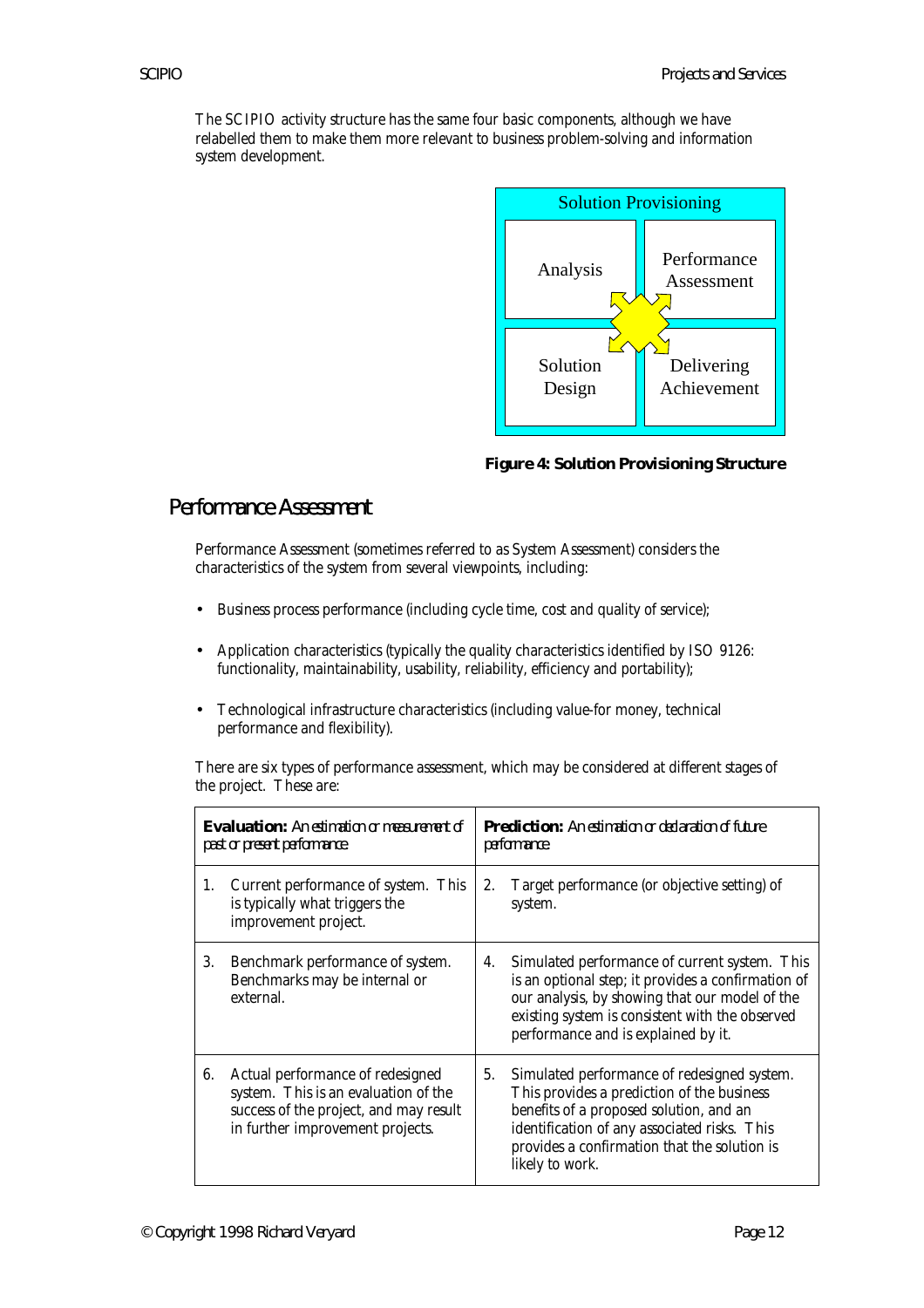The SCIPIO activity structure has the same four basic components, although we have relabelled them to make them more relevant to business problem-solving and information system development.

Solution Provisioning

| Analysis | Performance Assessment |
|---|---|
| Solution Design | Delivering Achievement |

**Figure 4: Solution Provisioning Structure**

## Performance Assessment

Performance Assessment (sometimes referred to as System Assessment) considers the characteristics of the system from several viewpoints, including:

- Business process performance (including cycle time, cost and quality of service);
- Application characteristics (typically the quality characteristics identified by ISO 9126: functionality, maintainability, usability, reliability, efficiency and portability);
- Technological infrastructure characteristics (including value-for money, technical performance and flexibility).

There are six types of performance assessment, which may be considered at different stages of the project. These are:

| **Evaluation:** *An estimation or measurement of past or present performance.* | **Prediction:** *An estimation or declaration of future performance.* |
|---|---|
| 1. Current performance of system. This is typically what triggers the improvement project. | 2. Target performance (or objective setting) of system. |
| 3. Benchmark performance of system. Benchmarks may be internal or external. | 4. Simulated performance of current system. This is an optional step; it provides a confirmation of our analysis, by showing that our model of the existing system is consistent with the observed performance and is explained by it. |
| 6. Actual performance of redesigned system. This is an evaluation of the success of the project, and may result in further improvement projects. | 5. Simulated performance of redesigned system. This provides a prediction of the business benefits of a proposed solution, and an identification of any associated risks. This provides a confirmation that the solution is likely to work. |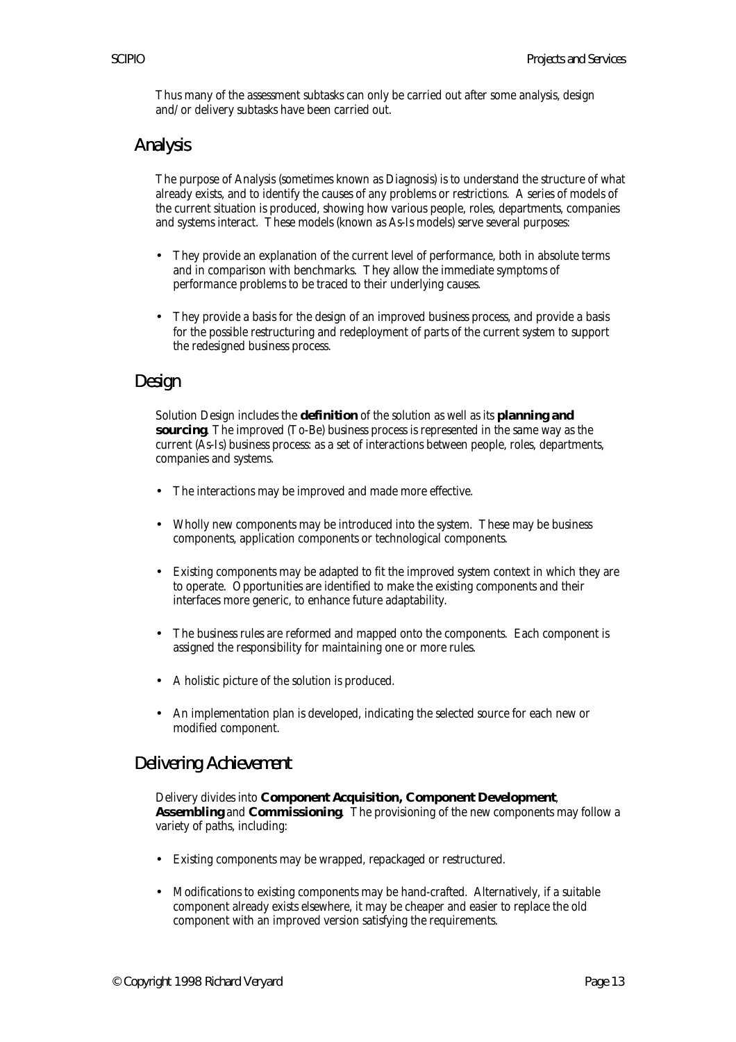Thus many of the assessment subtasks can only be carried out after some analysis, design and/or delivery subtasks have been carried out.

## Analysis

The purpose of Analysis (sometimes known as Diagnosis) is to understand the structure of what already exists, and to identify the causes of any problems or restrictions. A series of models of the current situation is produced, showing how various people, roles, departments, companies and systems interact. These models (known as As-Is models) serve several purposes:

- They provide an explanation of the current level of performance, both in absolute terms and in comparison with benchmarks. They allow the immediate symptoms of performance problems to be traced to their underlying causes.
- They provide a basis for the design of an improved business process, and provide a basis for the possible restructuring and redeployment of parts of the current system to support the redesigned business process.

## Design

Solution Design includes the **definition** of the solution as well as its **planning and sourcing**. The improved (To-Be) business process is represented in the same way as the current (As-Is) business process: as a set of interactions between people, roles, departments, companies and systems.

- The interactions may be improved and made more effective.
- Wholly new components may be introduced into the system. These may be business components, application components or technological components.
- Existing components may be adapted to fit the improved system context in which they are to operate. Opportunities are identified to make the existing components and their interfaces more generic, to enhance future adaptability.
- The business rules are reformed and mapped onto the components. Each component is assigned the responsibility for maintaining one or more rules.
- A holistic picture of the solution is produced.
- An implementation plan is developed, indicating the selected source for each new or modified component.

## Delivering Achievement

Delivery divides into **Component Acquisition, Component Development**, **Assembling** and **Commissioning**. The provisioning of the new components may follow a variety of paths, including:

- Existing components may be wrapped, repackaged or restructured.
- Modifications to existing components may be hand-crafted. Alternatively, if a suitable component already exists elsewhere, it may be cheaper and easier to replace the old component with an improved version satisfying the requirements.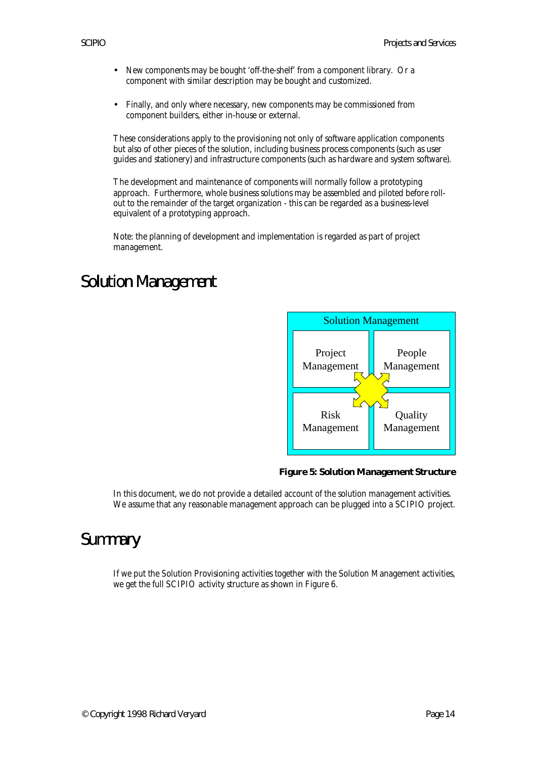- New components may be bought 'off-the-shelf' from a component library. Or a component with similar description may be bought and customized.

- Finally, and only where necessary, new components may be commissioned from component builders, either in-house or external.

These considerations apply to the provisioning not only of software application components but also of other pieces of the solution, including business process components (such as user guides and stationery) and infrastructure components (such as hardware and system software).

The development and maintenance of components will normally follow a prototyping approach. Furthermore, whole business solutions may be assembled and piloted before roll-out to the remainder of the target organization - this can be regarded as a business-level equivalent of a prototyping approach.

Note: the planning of development and implementation is regarded as part of project management.

# Solution Management

Solution Management

Project Management

People Management

Risk Management

Quality Management

**Figure 5: Solution Management Structure**

In this document, we do not provide a detailed account of the solution management activities. We assume that any reasonable management approach can be plugged into a SCIPIO project.

# Summary

If we put the Solution Provisioning activities together with the Solution Management activities, we get the full SCIPIO activity structure as shown in Figure 6.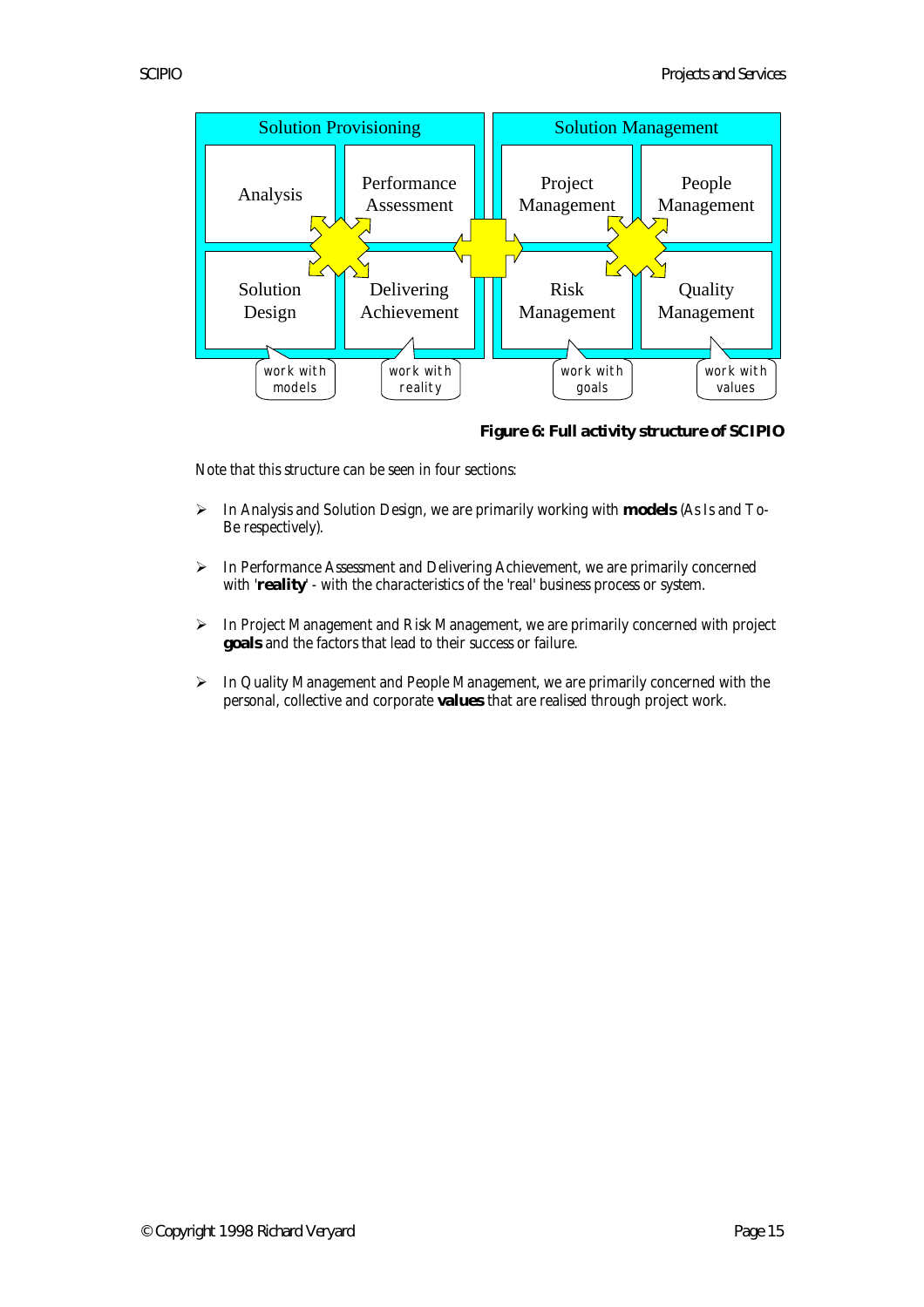Solution Provisioning

Analysis

Performance Assessment

Solution Design

Delivering Achievement

Solution Management

Project Management

People Management

Risk Management

Quality Management

work with models

work with reality

work with goals

work with values

**Figure 6: Full activity structure of SCIPIO**

Note that this structure can be seen in four sections:

- In Analysis and Solution Design, we are primarily working with **models** (As Is and To-Be respectively).
- In Performance Assessment and Delivering Achievement, we are primarily concerned with '**reality**' - with the characteristics of the 'real' business process or system.
- In Project Management and Risk Management, we are primarily concerned with project **goals** and the factors that lead to their success or failure.
- In Quality Management and People Management, we are primarily concerned with the personal, collective and corporate **values** that are realised through project work.

© Copyright 1998 Richard Veryard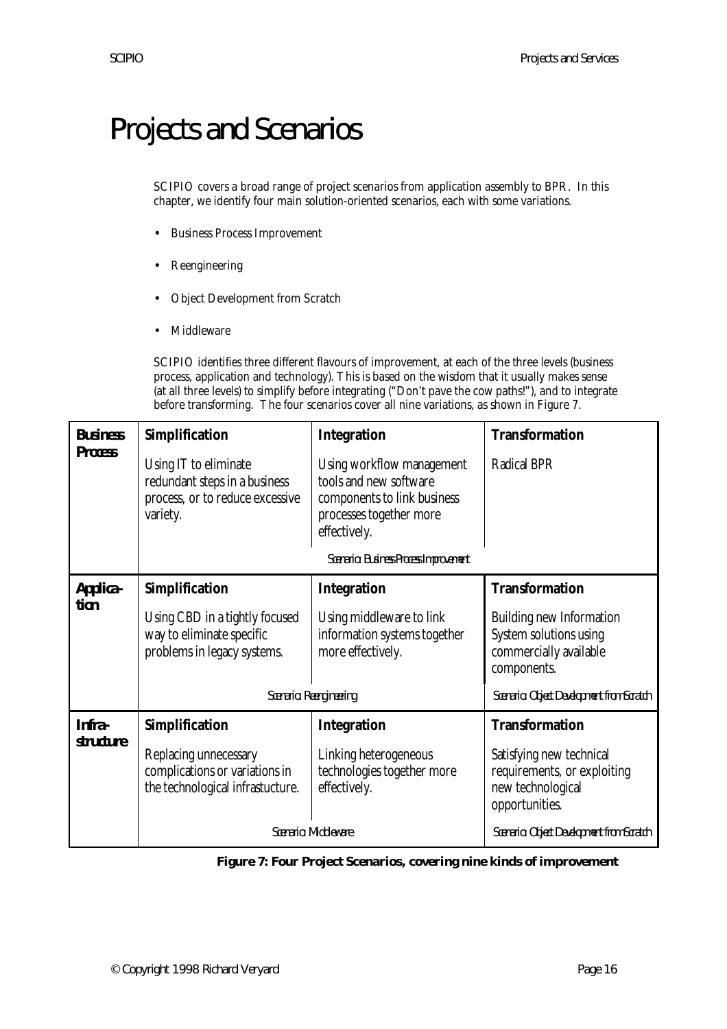# Projects and Scenarios

SCIPIO covers a broad range of project scenarios from application assembly to BPR. In this chapter, we identify four main solution-oriented scenarios, each with some variations.

- Business Process Improvement
- Reengineering
- Object Development from Scratch
- Middleware

SCIPIO identifies three different flavours of improvement, at each of the three levels (business process, application and technology). This is based on the wisdom that it usually makes sense (at all three levels) to simplify before integrating ("Don't pave the cow paths!"), and to integrate before transforming. The four scenarios cover all nine variations, as shown in Figure 7.

| | | | |
|---|---|---|---|
| **Business Process** | **Simplification**<br>Using IT to eliminate redundant steps in a business process, or to reduce excessive variety. | **Integration**<br>Using workflow management tools and new software components to link business processes together more effectively. | **Transformation**<br>Radical BPR |
| | Scenario: Business Process Improvement | | |
| **Applica-tion** | **Simplification**<br>Using CBD in a tightly focused way to eliminate specific problems in legacy systems. | **Integration**<br>Using middleware to link information systems together more effectively. | **Transformation**<br>Building new Information System solutions using commercially available components. |
| | Scenario: Reengineering | | Scenario: Object Development from Scratch |
| **Infra-structure** | **Simplification**<br>Replacing unnecessary complications or variations in the technological infrastucture. | **Integration**<br>Linking heterogeneous technologies together more effectively. | **Transformation**<br>Satisfying new technical requirements, or exploiting new technological opportunities. |
| | Scenario: Middleware | | Scenario: Object Development from Scratch |

**Figure 7: Four Project Scenarios, covering nine kinds of improvement**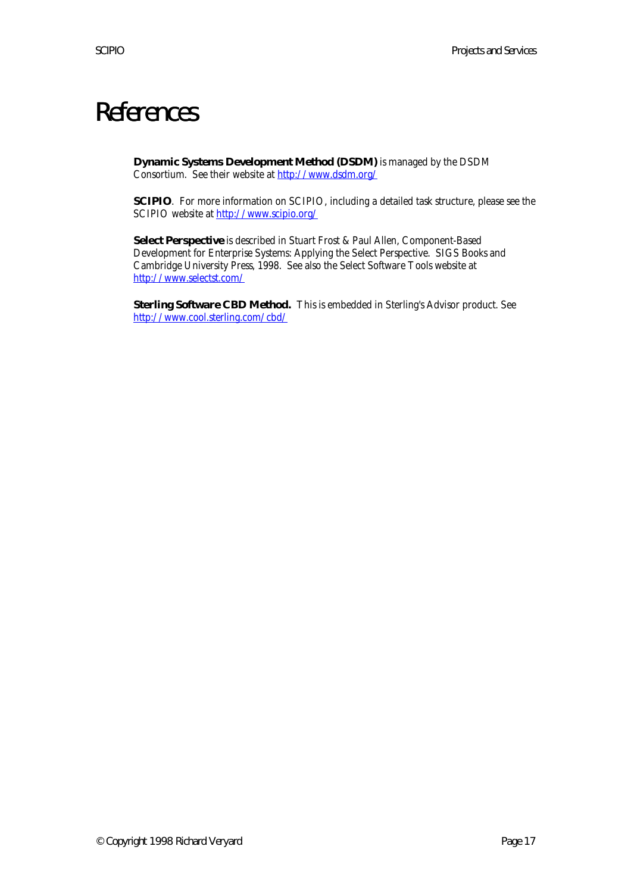# References

**Dynamic Systems Development Method (DSDM)** is managed by the DSDM Consortium. See their website at http://www.dsdm.org/

**SCIPIO**. For more information on SCIPIO, including a detailed task structure, please see the SCIPIO website at http://www.scipio.org/

**Select Perspective** is described in Stuart Frost & Paul Allen, Component-Based Development for Enterprise Systems: Applying the Select Perspective. SIGS Books and Cambridge University Press, 1998. See also the Select Software Tools website at http://www.selectst.com/

**Sterling Software CBD Method.** This is embedded in Sterling's Advisor product. See http://www.cool.sterling.com/cbd/

© Copyright 1998 Richard Veryard